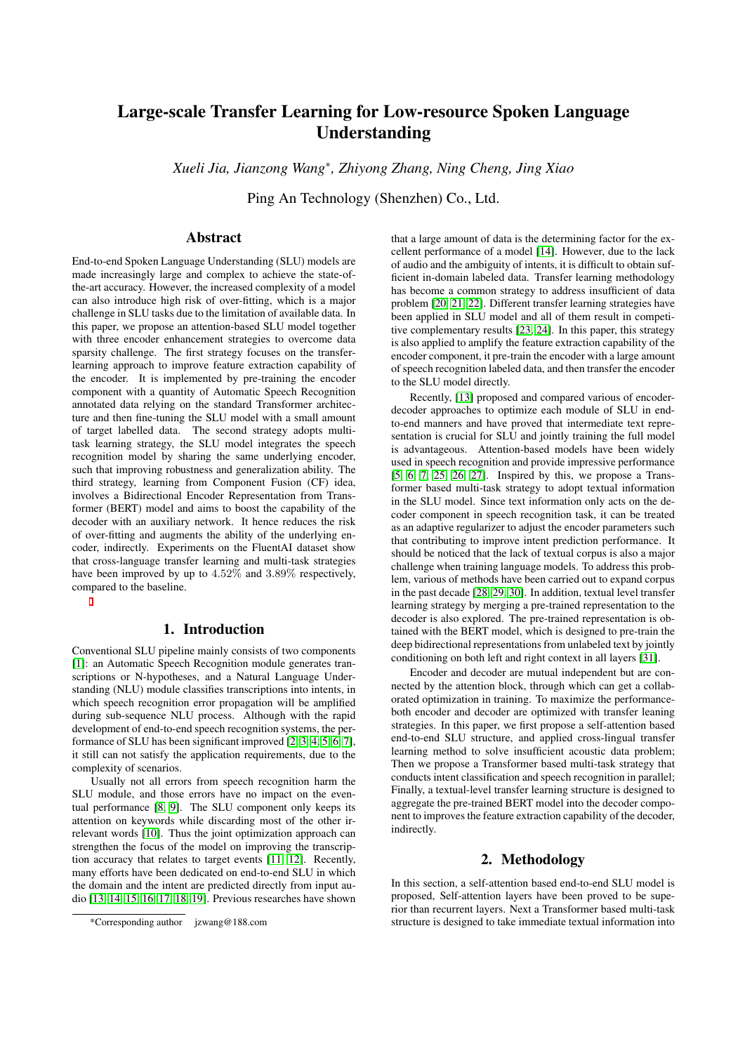# Large-scale Transfer Learning for Low-resource Spoken Language Understanding

*Xueli Jia, Jianzong Wang\*, Zhiyong Zhang, Ning Cheng, Jing Xiao*

Ping An Technology (Shenzhen) Co., Ltd.

## Abstract

End-to-end Spoken Language Understanding (SLU) models are made increasingly large and complex to achieve the state-of-the-art accuracy. However, the increased complexity of a model can also introduce high risk of over-fitting, which is a major challenge in SLU tasks due to the limitation of available data. In this paper, we propose an attention-based SLU model together with three encoder enhancement strategies to overcome data sparsity challenge. The first strategy focuses on the transfer-learning approach to improve feature extraction capability of the encoder. It is implemented by pre-training the encoder component with a quantity of Automatic Speech Recognition annotated data relying on the standard Transformer architecture and then fine-tuning the SLU model with a small amount of target labelled data. The second strategy adopts multi-task learning strategy, the SLU model integrates the speech recognition model by sharing the same underlying encoder, such that improving robustness and generalization ability. The third strategy, learning from Component Fusion (CF) idea, involves a Bidirectional Encoder Representation from Transformer (BERT) model and aims to boost the capability of the decoder with an auxiliary network. It hence reduces the risk of over-fitting and augments the ability of the underlying encoder, indirectly. Experiments on the FluentAI dataset show that cross-language transfer learning and multi-task strategies have been improved by up to $4.52\%$ and $3.89\%$ respectively, compared to the baseline.

## 1. Introduction

Conventional SLU pipeline mainly consists of two components [1]: an Automatic Speech Recognition module generates transcriptions or N-hypotheses, and a Natural Language Understanding (NLU) module classifies transcriptions into intents, in which speech recognition error propagation will be amplified during sub-sequence NLU process. Although with the rapid development of end-to-end speech recognition systems, the performance of SLU has been significant improved [2, 3, 4, 5, 6, 7], it still can not satisfy the application requirements, due to the complexity of scenarios.

Usually not all errors from speech recognition harm the SLU module, and those errors have no impact on the eventual performance [8, 9]. The SLU component only keeps its attention on keywords while discarding most of the other irrelevant words [10]. Thus the joint optimization approach can strengthen the focus of the model on improving the transcription accuracy that relates to target events [11, 12]. Recently, many efforts have been dedicated on end-to-end SLU in which the domain and the intent are predicted directly from input audio [13, 14, 15, 16, 17, 18, 19]. Previous researches have shown that a large amount of data is the determining factor for the excellent performance of a model [14]. However, due to the lack of audio and the ambiguity of intents, it is difficult to obtain sufficient in-domain labeled data. Transfer learning methodology has become a common strategy to address insufficient of data problem [20, 21, 22]. Different transfer learning strategies have been applied in SLU model and all of them result in competitive complementary results [23, 24]. In this paper, this strategy is also applied to amplify the feature extraction capability of the encoder component, it pre-train the encoder with a large amount of speech recognition labeled data, and then transfer the encoder to the SLU model directly.

Recently, [13] proposed and compared various of encoder-decoder approaches to optimize each module of SLU in end-to-end manners and have proved that intermediate text representation is crucial for SLU and jointly training the full model is advantageous. Attention-based models have been widely used in speech recognition and provide impressive performance [5, 6, 7, 25, 26, 27]. Inspired by this, we propose a Transformer based multi-task strategy to adopt textual information in the SLU model. Since text information only acts on the decoder component in speech recognition task, it can be treated as an adaptive regularizer to adjust the encoder parameters such that contributing to improve intent prediction performance. It should be noticed that the lack of textual corpus is also a major challenge when training language models. To address this problem, various of methods have been carried out to expand corpus in the past decade [28, 29, 30]. In addition, textual level transfer learning strategy by merging a pre-trained representation to the decoder is also explored. The pre-trained representation is obtained with the BERT model, which is designed to pre-train the deep bidirectional representations from unlabeled text by jointly conditioning on both left and right context in all layers [31].

Encoder and decoder are mutual independent but are connected by the attention block, through which can get a collaborated optimization in training. To maximize the performance-both encoder and decoder are optimized with transfer leaning strategies. In this paper, we first propose a self-attention based end-to-end SLU structure, and applied cross-lingual transfer learning method to solve insufficient acoustic data problem; Then we propose a Transformer based multi-task strategy that conducts intent classification and speech recognition in parallel; Finally, a textual-level transfer learning structure is designed to aggregate the pre-trained BERT model into the decoder component to improves the feature extraction capability of the decoder, indirectly.

## 2. Methodology

In this section, a self-attention based end-to-end SLU model is proposed, Self-attention layers have been proved to be superior than recurrent layers. Next a Transformer based multi-task structure is designed to take immediate textual information into

\*Corresponding author jzwang@188.com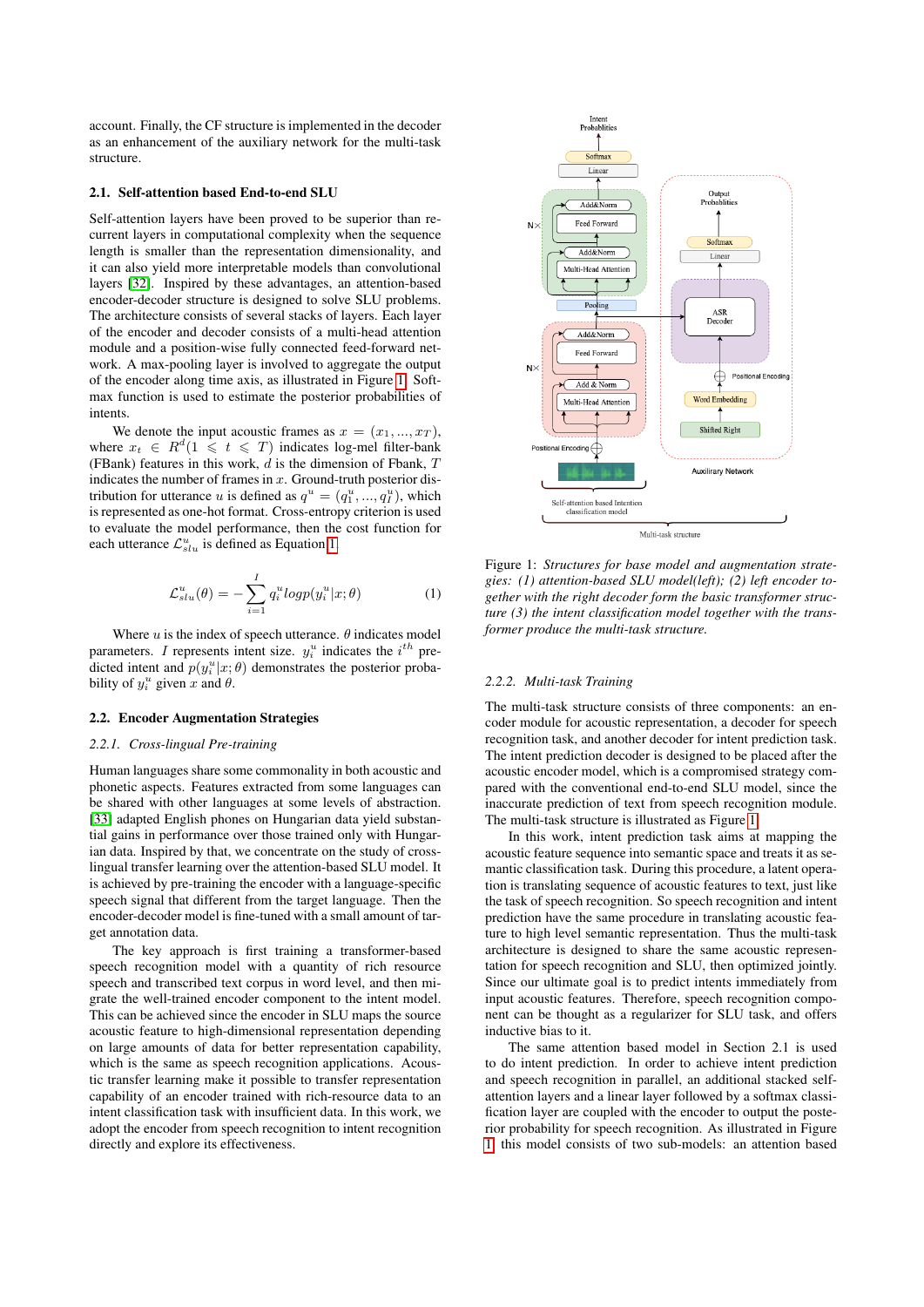account. Finally, the CF structure is implemented in the decoder as an enhancement of the auxiliary network for the multi-task structure.

### 2.1. Self-attention based End-to-end SLU

Self-attention layers have been proved to be superior than recurrent layers in computational complexity when the sequence length is smaller than the representation dimensionality, and it can also yield more interpretable models than convolutional layers [32]. Inspired by these advantages, an attention-based encoder-decoder structure is designed to solve SLU problems. The architecture consists of several stacks of layers. Each layer of the encoder and decoder consists of a multi-head attention module and a position-wise fully connected feed-forward network. A max-pooling layer is involved to aggregate the output of the encoder along time axis, as illustrated in Figure 1. Softmax function is used to estimate the posterior probabilities of intents.

We denote the input acoustic frames as $x = (x_1, ..., x_T)$, where $x_t \in R^d (1 \leqslant t \leqslant T)$ indicates log-mel filter-bank (FBank) features in this work, $d$ is the dimension of Fbank, $T$ indicates the number of frames in $x$. Ground-truth posterior distribution for utterance $u$ is defined as $q^u = (q^u_1, ..., q^u_I)$, which is represented as one-hot format. Cross-entropy criterion is used to evaluate the model performance, then the cost function for each utterance $\mathcal{L}^u_{slu}$ is defined as Equation 1

$$\mathcal{L}^u_{slu}(\theta) = -\sum_{i=1}^{I} q_i^u logp(y_i^u|x;\theta) \tag{1}$$

Where $u$ is the index of speech utterance. $\theta$ indicates model parameters. $I$ represents intent size. $y^u_i$ indicates the $i^{th}$ predicted intent and $p(y^u_i|x;\theta)$ demonstrates the posterior probability of $y^u_i$ given $x$ and $\theta$.

### 2.2. Encoder Augmentation Strategies

#### 2.2.1. Cross-lingual Pre-training

Human languages share some commonality in both acoustic and phonetic aspects. Features extracted from some languages can be shared with other languages at some levels of abstraction. [33] adapted English phones on Hungarian data yield substantial gains in performance over those trained only with Hungarian data. Inspired by that, we concentrate on the study of cross-lingual transfer learning over the attention-based SLU model. It is achieved by pre-training the encoder with a language-specific speech signal that different from the target language. Then the encoder-decoder model is fine-tuned with a small amount of target annotation data.

The key approach is first training a transformer-based speech recognition model with a quantity of rich resource speech and transcribed text corpus in word level, and then migrate the well-trained encoder component to the intent model. This can be achieved since the encoder in SLU maps the source acoustic feature to high-dimensional representation depending on large amounts of data for better representation capability, which is the same as speech recognition applications. Acoustic transfer learning make it possible to transfer representation capability of an encoder trained with rich-resource data to an intent classification task with insufficient data. In this work, we adopt the encoder from speech recognition to intent recognition directly and explore its effectiveness.

Figure 1: *Structures for base model and augmentation strategies: (1) attention-based SLU model(left); (2) left encoder together with the right decoder form the basic transformer structure (3) the intent classification model together with the transformer produce the multi-task structure.*

#### 2.2.2. Multi-task Training

The multi-task structure consists of three components: an encoder module for acoustic representation, a decoder for speech recognition task, and another decoder for intent prediction task. The intent prediction decoder is designed to be placed after the acoustic encoder model, which is a compromised strategy compared with the conventional end-to-end SLU model, since the inaccurate prediction of text from speech recognition module. The multi-task structure is illustrated as Figure 1.

In this work, intent prediction task aims at mapping the acoustic feature sequence into semantic space and treats it as semantic classification task. During this procedure, a latent operation is translating sequence of acoustic features to text, just like the task of speech recognition. So speech recognition and intent prediction have the same procedure in translating acoustic feature to high level semantic representation. Thus the multi-task architecture is designed to share the same acoustic representation for speech recognition and SLU, then optimized jointly. Since our ultimate goal is to predict intents immediately from input acoustic features. Therefore, speech recognition component can be thought as a regularizer for SLU task, and offers inductive bias to it.

The same attention based model in Section 2.1 is used to do intent prediction. In order to achieve intent prediction and speech recognition in parallel, an additional stacked self-attention layers and a linear layer followed by a softmax classification layer are coupled with the encoder to output the posterior probability for speech recognition. As illustrated in Figure 1 this model consists of two sub-models: an attention based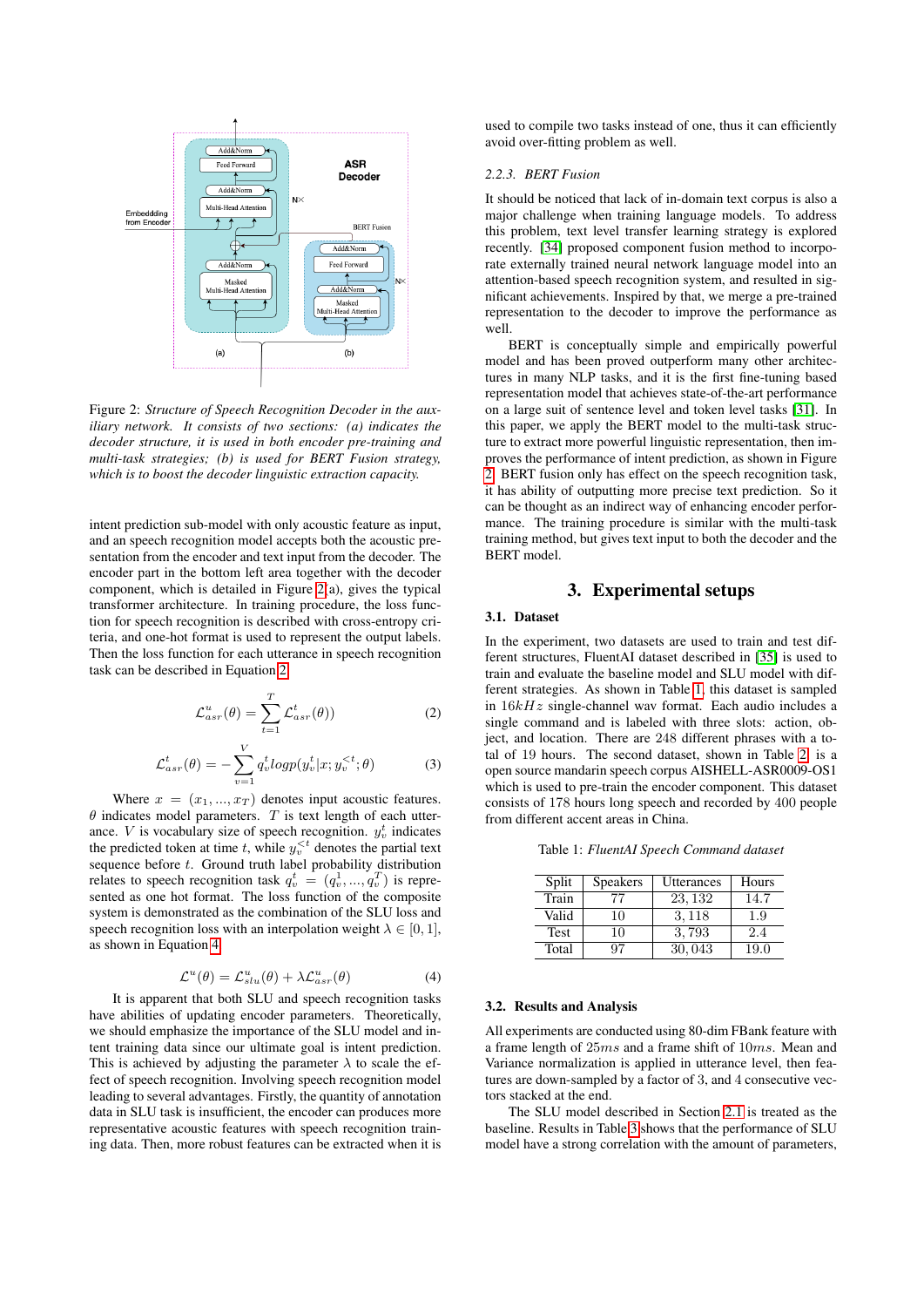Figure 2: *Structure of Speech Recognition Decoder in the auxiliary network. It consists of two sections: (a) indicates the decoder structure, it is used in both encoder pre-training and multi-task strategies; (b) is used for BERT Fusion strategy, which is to boost the decoder linguistic extraction capacity.*

intent prediction sub-model with only acoustic feature as input, and an speech recognition model accepts both the acoustic presentation from the encoder and text input from the decoder. The encoder part in the bottom left area together with the decoder component, which is detailed in Figure 2(a), gives the typical transformer architecture. In training procedure, the loss function for speech recognition is described with cross-entropy criteria, and one-hot format is used to represent the output labels. Then the loss function for each utterance in speech recognition task can be described in Equation 2.

$$\mathcal{L}^{u}_{asr}(\theta) = \sum_{t=1}^{T} \mathcal{L}^{t}_{asr}(\theta)) \tag{2}$$

$$\mathcal{L}^{t}_{asr}(\theta) = -\sum_{v=1}^{V} q^{t}_{v} logp(y^{t}_{v}|x; y^{<t}_{v}; \theta) \tag{3}$$

Where $x = (x_1, ..., x_T)$ denotes input acoustic features. $\theta$ indicates model parameters. $T$ is text length of each utterance. $V$ is vocabulary size of speech recognition. $y^{t}_{v}$ indicates the predicted token at time $t$, while $y^{<t}_{v}$ denotes the partial text sequence before $t$. Ground truth label probability distribution relates to speech recognition task $q^{t}_{v} = (q^{1}_{v}, ..., q^{T}_{v})$ is represented as one hot format. The loss function of the composite system is demonstrated as the combination of the SLU loss and speech recognition loss with an interpolation weight $\lambda \in [0, 1]$, as shown in Equation 4.

$$\mathcal{L}^{u}(\theta) = \mathcal{L}^{u}_{slu}(\theta) + \lambda \mathcal{L}^{u}_{asr}(\theta) \tag{4}$$

It is apparent that both SLU and speech recognition tasks have abilities of updating encoder parameters. Theoretically, we should emphasize the importance of the SLU model and intent training data since our ultimate goal is intent prediction. This is achieved by adjusting the parameter $\lambda$ to scale the effect of speech recognition. Involving speech recognition model leading to several advantages. Firstly, the quantity of annotation data in SLU task is insufficient, the encoder can produces more representative acoustic features with speech recognition training data. Then, more robust features can be extracted when it is used to compile two tasks instead of one, thus it can efficiently avoid over-fitting problem as well.

#### 2.2.3. BERT Fusion

It should be noticed that lack of in-domain text corpus is also a major challenge when training language models. To address this problem, text level transfer learning strategy is explored recently. [34] proposed component fusion method to incorporate externally trained neural network language model into an attention-based speech recognition system, and resulted in significant achievements. Inspired by that, we merge a pre-trained representation to the decoder to improve the performance as well.

BERT is conceptually simple and empirically powerful model and has been proved outperform many other architectures in many NLP tasks, and it is the first fine-tuning based representation model that achieves state-of-the-art performance on a large suit of sentence level and token level tasks [31]. In this paper, we apply the BERT model to the multi-task structure to extract more powerful linguistic representation, then improves the performance of intent prediction, as shown in Figure 2. BERT fusion only has effect on the speech recognition task, it has ability of outputting more precise text prediction. So it can be thought as an indirect way of enhancing encoder performance. The training procedure is similar with the multi-task training method, but gives text input to both the decoder and the BERT model.

## 3. Experimental setups

### 3.1. Dataset

In the experiment, two datasets are used to train and test different structures, FluentAI dataset described in [35] is used to train and evaluate the baseline model and SLU model with different strategies. As shown in Table 1, this dataset is sampled in $16kHz$ single-channel wav format. Each audio includes a single command and is labeled with three slots: action, object, and location. There are 248 different phrases with a total of 19 hours. The second dataset, shown in Table 2, is a open source mandarin speech corpus AISHELL-ASR0009-OS1 which is used to pre-train the encoder component. This dataset consists of 178 hours long speech and recorded by 400 people from different accent areas in China.

Table 1: *FluentAI Speech Command dataset*

| Split | Speakers | Utterances | Hours |
|---|---|---|---|
| Train | 77 | 23,132 | 14.7 |
| Valid | 10 | 3,118 | 1.9 |
| Test | 10 | 3,793 | 2.4 |
| Total | 97 | 30,043 | 19.0 |

### 3.2. Results and Analysis

All experiments are conducted using 80-dim FBank feature with a frame length of $25ms$ and a frame shift of $10ms$. Mean and Variance normalization is applied in utterance level, then features are down-sampled by a factor of 3, and 4 consecutive vectors stacked at the end.

The SLU model described in Section 2.1 is treated as the baseline. Results in Table 3 shows that the performance of SLU model have a strong correlation with the amount of parameters,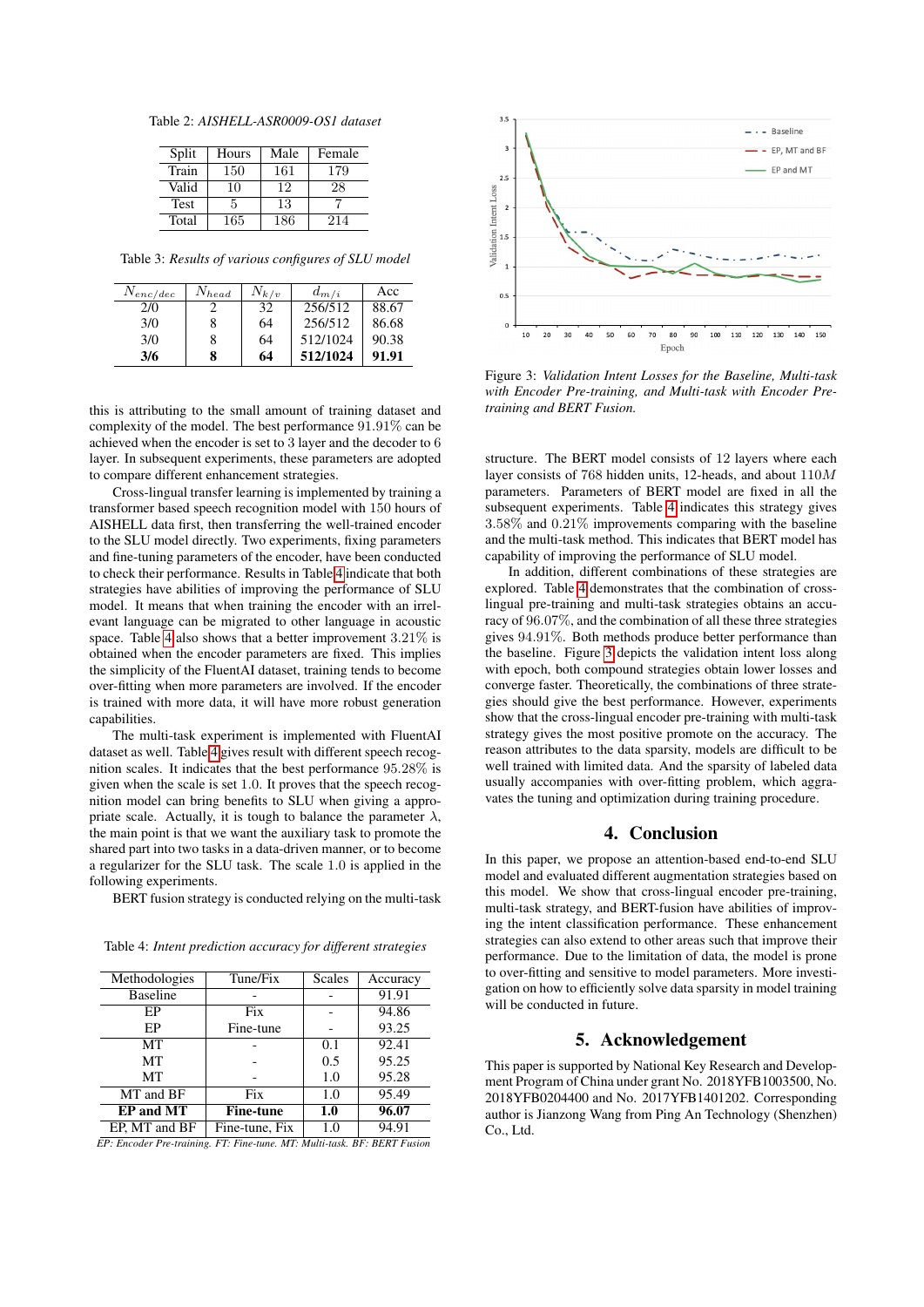Table 2: *AISHELL-ASR0009-OS1 dataset*

| Split | Hours | Male | Female |
|---|---|---|---|
| Train | 150 | 161 | 179 |
| Valid | 10 | 12 | 28 |
| Test | 5 | 13 | 7 |
| Total | 165 | 186 | 214 |

Table 3: *Results of various configures of SLU model*

| $N_{enc/dec}$ | $N_{head}$ | $N_{k/v}$ | $d_{m/i}$ | Acc |
|---|---|---|---|---|
| 2/0 | 2 | 32 | 256/512 | 88.67 |
| 3/0 | 8 | 64 | 256/512 | 86.68 |
| 3/0 | 8 | 64 | 512/1024 | 90.38 |
| **3/6** | **8** | **64** | **512/1024** | **91.91** |

this is attributing to the small amount of training dataset and complexity of the model. The best performance 91.91% can be achieved when the encoder is set to 3 layer and the decoder to 6 layer. In subsequent experiments, these parameters are adopted to compare different enhancement strategies.

Cross-lingual transfer learning is implemented by training a transformer based speech recognition model with 150 hours of AISHELL data first, then transferring the well-trained encoder to the SLU model directly. Two experiments, fixing parameters and fine-tuning parameters of the encoder, have been conducted to check their performance. Results in Table 4 indicate that both strategies have abilities of improving the performance of SLU model. It means that when training the encoder with an irrelevant language can be migrated to other language in acoustic space. Table 4 also shows that a better improvement 3.21% is obtained when the encoder parameters are fixed. This implies the simplicity of the FluentAI dataset, training tends to become over-fitting when more parameters are involved. If the encoder is trained with more data, it will have more robust generation capabilities.

The multi-task experiment is implemented with FluentAI dataset as well. Table 4 gives result with different speech recognition scales. It indicates that the best performance 95.28% is given when the scale is set 1.0. It proves that the speech recognition model can bring benefits to SLU when giving a appropriate scale. Actually, it is tough to balance the parameter $\lambda$, the main point is that we want the auxiliary task to promote the shared part into two tasks in a data-driven manner, or to become a regularizer for the SLU task. The scale 1.0 is applied in the following experiments.

BERT fusion strategy is conducted relying on the multi-task

Table 4: *Intent prediction accuracy for different strategies*

| Methodologies | Tune/Fix | Scales | Accuracy |
|---|---|---|---|
| Baseline | - | - | 91.91 |
| EP | Fix | - | 94.86 |
| EP | Fine-tune | - | 93.25 |
| MT | - | 0.1 | 92.41 |
| MT | - | 0.5 | 95.25 |
| MT | - | 1.0 | 95.28 |
| MT and BF | Fix | 1.0 | 95.49 |
| **EP and MT** | **Fine-tune** | **1.0** | **96.07** |
| EP, MT and BF | Fine-tune, Fix | 1.0 | 94.91 |

*EP: Encoder Pre-training. FT: Fine-tune. MT: Multi-task. BF: BERT Fusion*

Figure 3: *Validation Intent Losses for the Baseline, Multi-task with Encoder Pre-training, and Multi-task with Encoder Pre-training and BERT Fusion.*

structure. The BERT model consists of 12 layers where each layer consists of 768 hidden units, 12-heads, and about $110M$ parameters. Parameters of BERT model are fixed in all the subsequent experiments. Table 4 indicates this strategy gives 3.58% and 0.21% improvements comparing with the baseline and the multi-task method. This indicates that BERT model has capability of improving the performance of SLU model.

In addition, different combinations of these strategies are explored. Table 4 demonstrates that the combination of cross-lingual pre-training and multi-task strategies obtains an accuracy of 96.07%, and the combination of all these three strategies gives 94.91%. Both methods produce better performance than the baseline. Figure 3 depicts the validation intent loss along with epoch, both compound strategies obtain lower losses and converge faster. Theoretically, the combinations of three strategies should give the best performance. However, experiments show that the cross-lingual encoder pre-training with multi-task strategy gives the most positive promote on the accuracy. The reason attributes to the data sparsity, models are difficult to be well trained with limited data. And the sparsity of labeled data usually accompanies with over-fitting problem, which aggravates the tuning and optimization during training procedure.

## 4. Conclusion

In this paper, we propose an attention-based end-to-end SLU model and evaluated different augmentation strategies based on this model. We show that cross-lingual encoder pre-training, multi-task strategy, and BERT-fusion have abilities of improving the intent classification performance. These enhancement strategies can also extend to other areas such that improve their performance. Due to the limitation of data, the model is prone to over-fitting and sensitive to model parameters. More investigation on how to efficiently solve data sparsity in model training will be conducted in future.

## 5. Acknowledgement

This paper is supported by National Key Research and Development Program of China under grant No. 2018YFB1003500, No. 2018YFB0204400 and No. 2017YFB1401202. Corresponding author is Jianzong Wang from Ping An Technology (Shenzhen) Co., Ltd.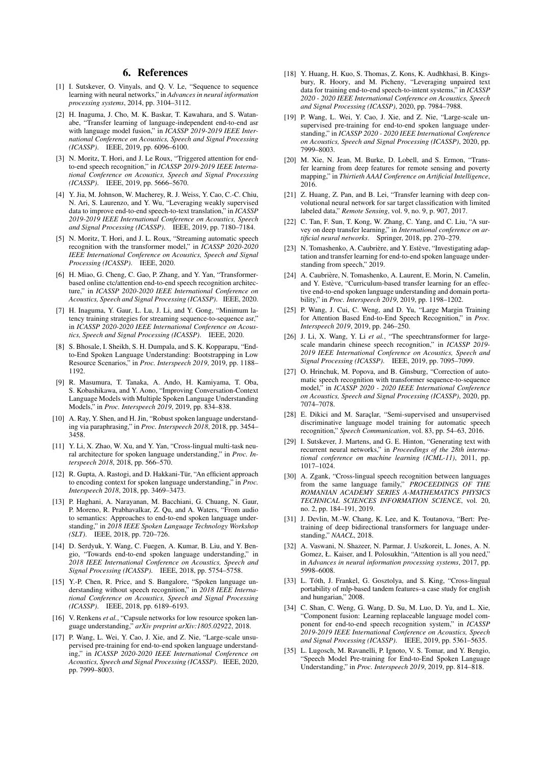# 6. References

[1] I. Sutskever, O. Vinyals, and Q. V. Le, "Sequence to sequence learning with neural networks," in *Advances in neural information processing systems*, 2014, pp. 3104–3112.

[2] H. Inaguma, J. Cho, M. K. Baskar, T. Kawahara, and S. Watanabe, "Transfer learning of language-independent end-to-end asr with language model fusion," in *ICASSP 2019-2019 IEEE International Conference on Acoustics, Speech and Signal Processing (ICASSP)*. IEEE, 2019, pp. 6096–6100.

[3] N. Moritz, T. Hori, and J. Le Roux, "Triggered attention for end-to-end speech recognition," in *ICASSP 2019-2019 IEEE International Conference on Acoustics, Speech and Signal Processing (ICASSP)*. IEEE, 2019, pp. 5666–5670.

[4] Y. Jia, M. Johnson, W. Macherey, R. J. Weiss, Y. Cao, C.-C. Chiu, N. Ari, S. Laurenzo, and Y. Wu, "Leveraging weakly supervised data to improve end-to-end speech-to-text translation," in *ICASSP 2019-2019 IEEE International Conference on Acoustics, Speech and Signal Processing (ICASSP)*. IEEE, 2019, pp. 7180–7184.

[5] N. Moritz, T. Hori, and J. L. Roux, "Streaming automatic speech recognition with the transformer model," in *ICASSP 2020-2020 IEEE International Conference on Acoustics, Speech and Signal Processing (ICASSP)*. IEEE, 2020.

[6] H. Miao, G. Cheng, C. Gao, P. Zhang, and Y. Yan, "Transformer-based online ctc/attention end-to-end speech recognition architecture," in *ICASSP 2020-2020 IEEE International Conference on Acoustics, Speech and Signal Processing (ICASSP)*. IEEE, 2020.

[7] H. Inaguma, Y. Gaur, L. Lu, J. Li, and Y. Gong, "Minimum latency training strategies for streaming sequence-to-sequence asr," in *ICASSP 2020-2020 IEEE International Conference on Acoustics, Speech and Signal Processing (ICASSP)*. IEEE, 2020.

[8] S. Bhosale, I. Sheikh, S. H. Dumpala, and S. K. Kopparapu, "End-to-End Spoken Language Understanding: Bootstrapping in Low Resource Scenarios," in *Proc. Interspeech 2019*, 2019, pp. 1188–1192.

[9] R. Masumura, T. Tanaka, A. Ando, H. Kamiyama, T. Oba, S. Kobashikawa, and Y. Aono, "Improving Conversation-Context Language Models with Multiple Spoken Language Understanding Models," in *Proc. Interspeech 2019*, 2019, pp. 834–838.

[10] A. Ray, Y. Shen, and H. Jin, "Robust spoken language understanding via paraphrasing," in *Proc. Interspeech 2018*, 2018, pp. 3454–3458.

[11] Y. Li, X. Zhao, W. Xu, and Y. Yan, "Cross-lingual multi-task neural architecture for spoken language understanding," in *Proc. Interspeech 2018*, 2018, pp. 566–570.

[12] R. Gupta, A. Rastogi, and D. Hakkani-Tür, "An efficient approach to encoding context for spoken language understanding," in *Proc. Interspeech 2018*, 2018, pp. 3469–3473.

[13] P. Haghani, A. Narayanan, M. Bacchiani, G. Chuang, N. Gaur, P. Moreno, R. Prabhavalkar, Z. Qu, and A. Waters, "From audio to semantics: Approaches to end-to-end spoken language understanding," in *2018 IEEE Spoken Language Technology Workshop (SLT)*. IEEE, 2018, pp. 720–726.

[14] D. Serdyuk, Y. Wang, C. Fuegen, A. Kumar, B. Liu, and Y. Bengio, "Towards end-to-end spoken language understanding," in *2018 IEEE International Conference on Acoustics, Speech and Signal Processing (ICASSP)*. IEEE, 2018, pp. 5754–5758.

[15] Y.-P. Chen, R. Price, and S. Bangalore, "Spoken language understanding without speech recognition," in *2018 IEEE International Conference on Acoustics, Speech and Signal Processing (ICASSP)*. IEEE, 2018, pp. 6189–6193.

[16] V. Renkens *et al.*, "Capsule networks for low resource spoken language understanding," *arXiv preprint arXiv:1805.02922*, 2018.

[17] P. Wang, L. Wei, Y. Cao, J. Xie, and Z. Nie, "Large-scale unsupervised pre-training for end-to-end spoken language understanding," in *ICASSP 2020-2020 IEEE International Conference on Acoustics, Speech and Signal Processing (ICASSP)*. IEEE, 2020, pp. 7999–8003.

[18] Y. Huang, H. Kuo, S. Thomas, Z. Kons, K. Audhkhasi, B. Kingsbury, R. Hoory, and M. Picheny, "Leveraging unpaired text data for training end-to-end speech-to-intent systems," in *ICASSP 2020 - 2020 IEEE International Conference on Acoustics, Speech and Signal Processing (ICASSP)*, 2020, pp. 7984–7988.

[19] P. Wang, L. Wei, Y. Cao, J. Xie, and Z. Nie, "Large-scale unsupervised pre-training for end-to-end spoken language understanding," in *ICASSP 2020 - 2020 IEEE International Conference on Acoustics, Speech and Signal Processing (ICASSP)*, 2020, pp. 7999–8003.

[20] M. Xie, N. Jean, M. Burke, D. Lobell, and S. Ermon, "Transfer learning from deep features for remote sensing and poverty mapping," in *Thirtieth AAAI Conference on Artificial Intelligence*, 2016.

[21] Z. Huang, Z. Pan, and B. Lei, "Transfer learning with deep convolutional neural network for sar target classification with limited labeled data," *Remote Sensing*, vol. 9, no. 9, p. 907, 2017.

[22] C. Tan, F. Sun, T. Kong, W. Zhang, C. Yang, and C. Liu, "A survey on deep transfer learning," in *International conference on artificial neural networks*. Springer, 2018, pp. 270–279.

[23] N. Tomashenko, A. Caubrière, and Y. Estève, "Investigating adaptation and transfer learning for end-to-end spoken language understanding from speech," 2019.

[24] A. Caubrière, N. Tomashenko, A. Laurent, E. Morin, N. Camelin, and Y. Estève, "Curriculum-based transfer learning for an effective end-to-end spoken language understanding and domain portability," in *Proc. Interspeech 2019*, 2019, pp. 1198–1202.

[25] P. Wang, J. Cui, C. Weng, and D. Yu, "Large Margin Training for Attention Based End-to-End Speech Recognition," in *Proc. Interspeech 2019*, 2019, pp. 246–250.

[26] J. Li, X. Wang, Y. Li *et al.*, "The speechtransformer for large-scale mandarin chinese speech recognition," in *ICASSP 2019-2019 IEEE International Conference on Acoustics, Speech and Signal Processing (ICASSP)*. IEEE, 2019, pp. 7095–7099.

[27] O. Hrinchuk, M. Popova, and B. Ginsburg, "Correction of automatic speech recognition with transformer sequence-to-sequence model," in *ICASSP 2020 - 2020 IEEE International Conference on Acoustics, Speech and Signal Processing (ICASSP)*, 2020, pp. 7074–7078.

[28] E. Dikici and M. Saraçlar, "Semi-supervised and unsupervised discriminative language model training for automatic speech recognition," *Speech Communication*, vol. 83, pp. 54–63, 2016.

[29] I. Sutskever, J. Martens, and G. E. Hinton, "Generating text with recurrent neural networks," in *Proceedings of the 28th international conference on machine learning (ICML-11)*, 2011, pp. 1017–1024.

[30] A. Zgank, "Cross-lingual speech recognition between languages from the same language family," *PROCEEDINGS OF THE ROMANIAN ACADEMY SERIES A-MATHEMATICS PHYSICS TECHNICAL SCIENCES INFORMATION SCIENCE*, vol. 20, no. 2, pp. 184–191, 2019.

[31] J. Devlin, M.-W. Chang, K. Lee, and K. Toutanova, "Bert: Pre-training of deep bidirectional transformers for language understanding," *NAACL*, 2018.

[32] A. Vaswani, N. Shazeer, N. Parmar, J. Uszkoreit, L. Jones, A. N. Gomez, Ł. Kaiser, and I. Polosukhin, "Attention is all you need," in *Advances in neural information processing systems*, 2017, pp. 5998–6008.

[33] L. Tóth, J. Frankel, G. Gosztolya, and S. King, "Cross-lingual portability of mlp-based tandem features–a case study for english and hungarian," 2008.

[34] C. Shan, C. Weng, G. Wang, D. Su, M. Luo, D. Yu, and L. Xie, "Component fusion: Learning replaceable language model component for end-to-end speech recognition system," in *ICASSP 2019-2019 IEEE International Conference on Acoustics, Speech and Signal Processing (ICASSP)*. IEEE, 2019, pp. 5361–5635.

[35] L. Lugosch, M. Ravanelli, P. Ignoto, V. S. Tomar, and Y. Bengio, "Speech Model Pre-training for End-to-End Spoken Language Understanding," in *Proc. Interspeech 2019*, 2019, pp. 814–818.